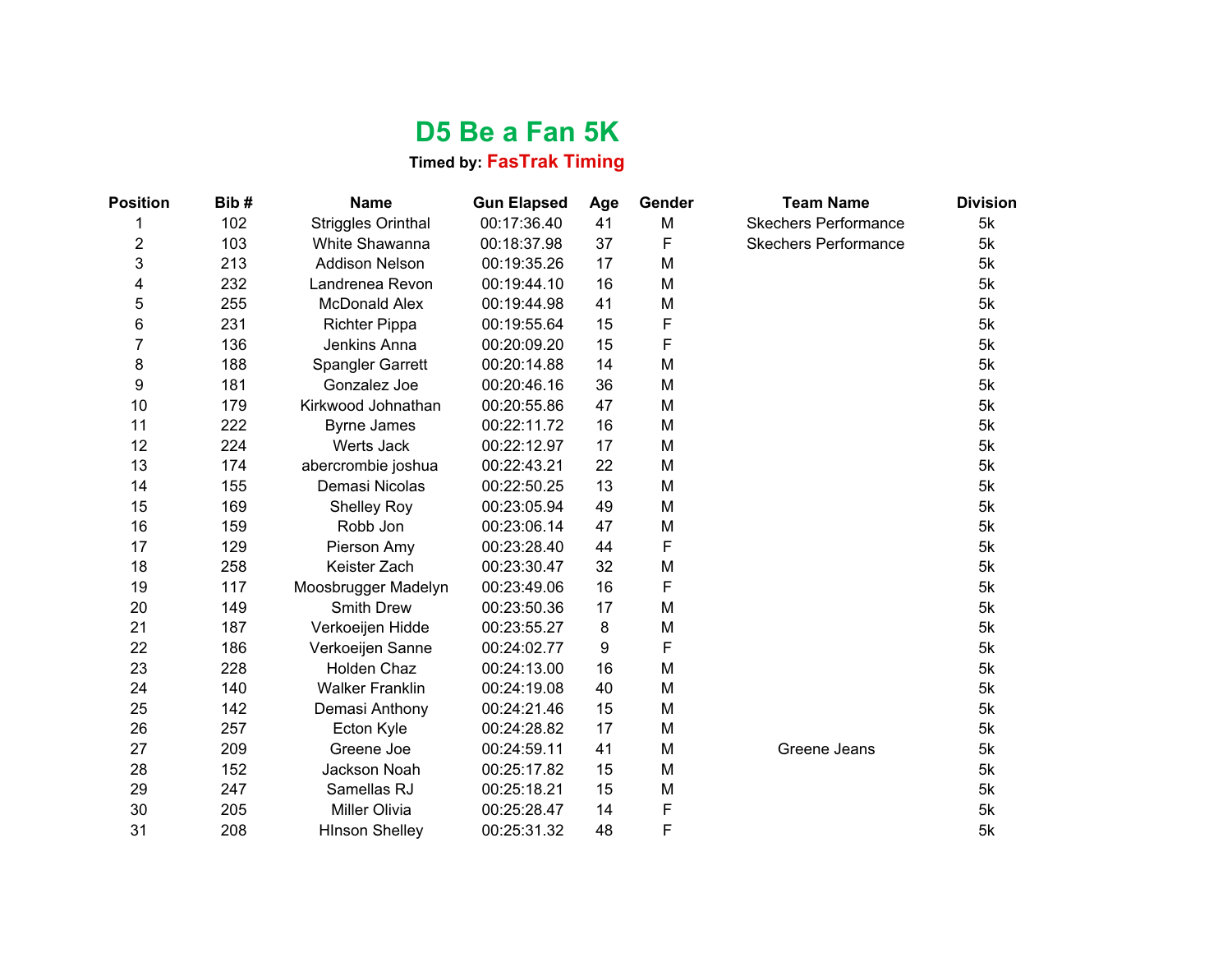# D5 Be a Fan 5K

**Timed by: FasTrak Timing**

| Position | Bib # | Name | Gun Elapsed | Age | Gender | Team Name | Division |
|---|---|---|---|---|---|---|---|
| 1 | 102 | Striggles Orinthal | 00:17:36.40 | 41 | M | Skechers Performance | 5k |
| 2 | 103 | White Shawanna | 00:18:37.98 | 37 | F | Skechers Performance | 5k |
| 3 | 213 | Addison Nelson | 00:19:35.26 | 17 | M | | 5k |
| 4 | 232 | Landrenea Revon | 00:19:44.10 | 16 | M | | 5k |
| 5 | 255 | McDonald Alex | 00:19:44.98 | 41 | M | | 5k |
| 6 | 231 | Richter Pippa | 00:19:55.64 | 15 | F | | 5k |
| 7 | 136 | Jenkins Anna | 00:20:09.20 | 15 | F | | 5k |
| 8 | 188 | Spangler Garrett | 00:20:14.88 | 14 | M | | 5k |
| 9 | 181 | Gonzalez Joe | 00:20:46.16 | 36 | M | | 5k |
| 10 | 179 | Kirkwood Johnathan | 00:20:55.86 | 47 | M | | 5k |
| 11 | 222 | Byrne James | 00:22:11.72 | 16 | M | | 5k |
| 12 | 224 | Werts Jack | 00:22:12.97 | 17 | M | | 5k |
| 13 | 174 | abercrombie joshua | 00:22:43.21 | 22 | M | | 5k |
| 14 | 155 | Demasi Nicolas | 00:22:50.25 | 13 | M | | 5k |
| 15 | 169 | Shelley Roy | 00:23:05.94 | 49 | M | | 5k |
| 16 | 159 | Robb Jon | 00:23:06.14 | 47 | M | | 5k |
| 17 | 129 | Pierson Amy | 00:23:28.40 | 44 | F | | 5k |
| 18 | 258 | Keister Zach | 00:23:30.47 | 32 | M | | 5k |
| 19 | 117 | Moosbrugger Madelyn | 00:23:49.06 | 16 | F | | 5k |
| 20 | 149 | Smith Drew | 00:23:50.36 | 17 | M | | 5k |
| 21 | 187 | Verkoeijen Hidde | 00:23:55.27 | 8 | M | | 5k |
| 22 | 186 | Verkoeijen Sanne | 00:24:02.77 | 9 | F | | 5k |
| 23 | 228 | Holden Chaz | 00:24:13.00 | 16 | M | | 5k |
| 24 | 140 | Walker Franklin | 00:24:19.08 | 40 | M | | 5k |
| 25 | 142 | Demasi Anthony | 00:24:21.46 | 15 | M | | 5k |
| 26 | 257 | Ecton Kyle | 00:24:28.82 | 17 | M | | 5k |
| 27 | 209 | Greene Joe | 00:24:59.11 | 41 | M | Greene Jeans | 5k |
| 28 | 152 | Jackson Noah | 00:25:17.82 | 15 | M | | 5k |
| 29 | 247 | Samellas RJ | 00:25:18.21 | 15 | M | | 5k |
| 30 | 205 | Miller Olivia | 00:25:28.47 | 14 | F | | 5k |
| 31 | 208 | HInson Shelley | 00:25:31.32 | 48 | F | | 5k |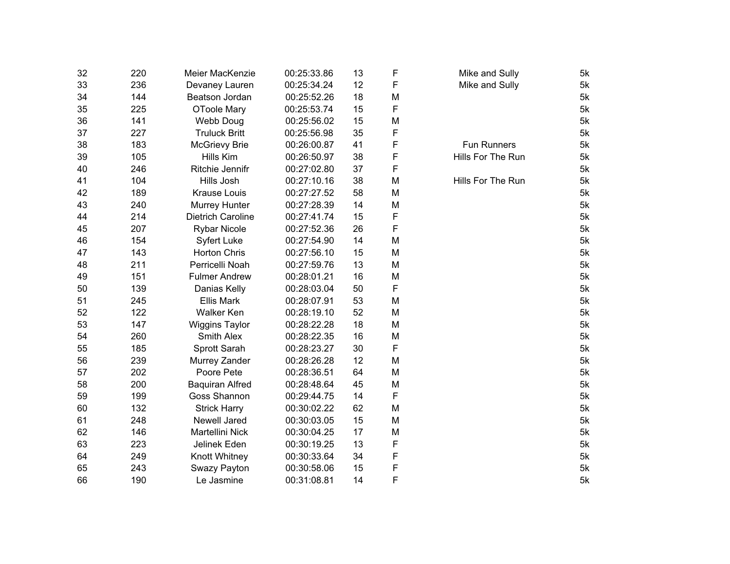| | | | | | | | |
|---|---|---|---|---|---|---|---|
| 32 | 220 | Meier MacKenzie | 00:25:33.86 | 13 | F | Mike and Sully | 5k |
| 33 | 236 | Devaney Lauren | 00:25:34.24 | 12 | F | Mike and Sully | 5k |
| 34 | 144 | Beatson Jordan | 00:25:52.26 | 18 | M | | 5k |
| 35 | 225 | OToole Mary | 00:25:53.74 | 15 | F | | 5k |
| 36 | 141 | Webb Doug | 00:25:56.02 | 15 | M | | 5k |
| 37 | 227 | Truluck Britt | 00:25:56.98 | 35 | F | | 5k |
| 38 | 183 | McGrievy Brie | 00:26:00.87 | 41 | F | Fun Runners | 5k |
| 39 | 105 | Hills Kim | 00:26:50.97 | 38 | F | Hills For The Run | 5k |
| 40 | 246 | Ritchie Jennifr | 00:27:02.80 | 37 | F | | 5k |
| 41 | 104 | Hills Josh | 00:27:10.16 | 38 | M | Hills For The Run | 5k |
| 42 | 189 | Krause Louis | 00:27:27.52 | 58 | M | | 5k |
| 43 | 240 | Murrey Hunter | 00:27:28.39 | 14 | M | | 5k |
| 44 | 214 | Dietrich Caroline | 00:27:41.74 | 15 | F | | 5k |
| 45 | 207 | Rybar Nicole | 00:27:52.36 | 26 | F | | 5k |
| 46 | 154 | Syfert Luke | 00:27:54.90 | 14 | M | | 5k |
| 47 | 143 | Horton Chris | 00:27:56.10 | 15 | M | | 5k |
| 48 | 211 | Perricelli Noah | 00:27:59.76 | 13 | M | | 5k |
| 49 | 151 | Fulmer Andrew | 00:28:01.21 | 16 | M | | 5k |
| 50 | 139 | Danias Kelly | 00:28:03.04 | 50 | F | | 5k |
| 51 | 245 | Ellis Mark | 00:28:07.91 | 53 | M | | 5k |
| 52 | 122 | Walker Ken | 00:28:19.10 | 52 | M | | 5k |
| 53 | 147 | Wiggins Taylor | 00:28:22.28 | 18 | M | | 5k |
| 54 | 260 | Smith Alex | 00:28:22.35 | 16 | M | | 5k |
| 55 | 185 | Sprott Sarah | 00:28:23.27 | 30 | F | | 5k |
| 56 | 239 | Murrey Zander | 00:28:26.28 | 12 | M | | 5k |
| 57 | 202 | Poore Pete | 00:28:36.51 | 64 | M | | 5k |
| 58 | 200 | Baquiran Alfred | 00:28:48.64 | 45 | M | | 5k |
| 59 | 199 | Goss Shannon | 00:29:44.75 | 14 | F | | 5k |
| 60 | 132 | Strick Harry | 00:30:02.22 | 62 | M | | 5k |
| 61 | 248 | Newell Jared | 00:30:03.05 | 15 | M | | 5k |
| 62 | 146 | Martellini Nick | 00:30:04.25 | 17 | M | | 5k |
| 63 | 223 | Jelinek Eden | 00:30:19.25 | 13 | F | | 5k |
| 64 | 249 | Knott Whitney | 00:30:33.64 | 34 | F | | 5k |
| 65 | 243 | Swazy Payton | 00:30:58.06 | 15 | F | | 5k |
| 66 | 190 | Le Jasmine | 00:31:08.81 | 14 | F | | 5k |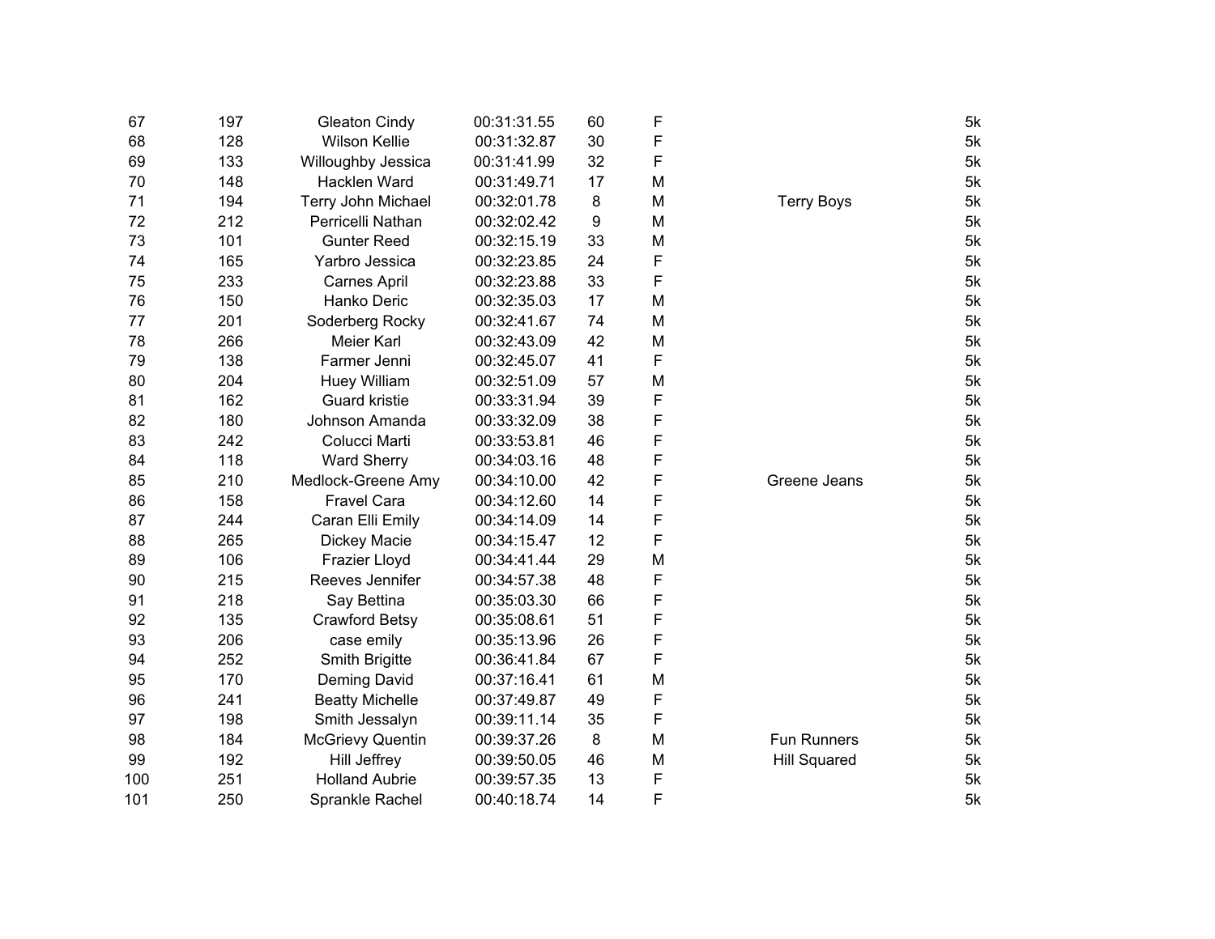| | | | | | | | |
|---|---|---|---|---|---|---|---|
| 67 | 197 | Gleaton Cindy | 00:31:31.55 | 60 | F | | 5k |
| 68 | 128 | Wilson Kellie | 00:31:32.87 | 30 | F | | 5k |
| 69 | 133 | Willoughby Jessica | 00:31:41.99 | 32 | F | | 5k |
| 70 | 148 | Hacklen Ward | 00:31:49.71 | 17 | M | | 5k |
| 71 | 194 | Terry John Michael | 00:32:01.78 | 8 | M | Terry Boys | 5k |
| 72 | 212 | Perricelli Nathan | 00:32:02.42 | 9 | M | | 5k |
| 73 | 101 | Gunter Reed | 00:32:15.19 | 33 | M | | 5k |
| 74 | 165 | Yarbro Jessica | 00:32:23.85 | 24 | F | | 5k |
| 75 | 233 | Carnes April | 00:32:23.88 | 33 | F | | 5k |
| 76 | 150 | Hanko Deric | 00:32:35.03 | 17 | M | | 5k |
| 77 | 201 | Soderberg Rocky | 00:32:41.67 | 74 | M | | 5k |
| 78 | 266 | Meier Karl | 00:32:43.09 | 42 | M | | 5k |
| 79 | 138 | Farmer Jenni | 00:32:45.07 | 41 | F | | 5k |
| 80 | 204 | Huey William | 00:32:51.09 | 57 | M | | 5k |
| 81 | 162 | Guard kristie | 00:33:31.94 | 39 | F | | 5k |
| 82 | 180 | Johnson Amanda | 00:33:32.09 | 38 | F | | 5k |
| 83 | 242 | Colucci Marti | 00:33:53.81 | 46 | F | | 5k |
| 84 | 118 | Ward Sherry | 00:34:03.16 | 48 | F | | 5k |
| 85 | 210 | Medlock-Greene Amy | 00:34:10.00 | 42 | F | Greene Jeans | 5k |
| 86 | 158 | Fravel Cara | 00:34:12.60 | 14 | F | | 5k |
| 87 | 244 | Caran Elli Emily | 00:34:14.09 | 14 | F | | 5k |
| 88 | 265 | Dickey Macie | 00:34:15.47 | 12 | F | | 5k |
| 89 | 106 | Frazier Lloyd | 00:34:41.44 | 29 | M | | 5k |
| 90 | 215 | Reeves Jennifer | 00:34:57.38 | 48 | F | | 5k |
| 91 | 218 | Say Bettina | 00:35:03.30 | 66 | F | | 5k |
| 92 | 135 | Crawford Betsy | 00:35:08.61 | 51 | F | | 5k |
| 93 | 206 | case emily | 00:35:13.96 | 26 | F | | 5k |
| 94 | 252 | Smith Brigitte | 00:36:41.84 | 67 | F | | 5k |
| 95 | 170 | Deming David | 00:37:16.41 | 61 | M | | 5k |
| 96 | 241 | Beatty Michelle | 00:37:49.87 | 49 | F | | 5k |
| 97 | 198 | Smith Jessalyn | 00:39:11.14 | 35 | F | | 5k |
| 98 | 184 | McGrievy Quentin | 00:39:37.26 | 8 | M | Fun Runners | 5k |
| 99 | 192 | Hill Jeffrey | 00:39:50.05 | 46 | M | Hill Squared | 5k |
| 100 | 251 | Holland Aubrie | 00:39:57.35 | 13 | F | | 5k |
| 101 | 250 | Sprankle Rachel | 00:40:18.74 | 14 | F | | 5k |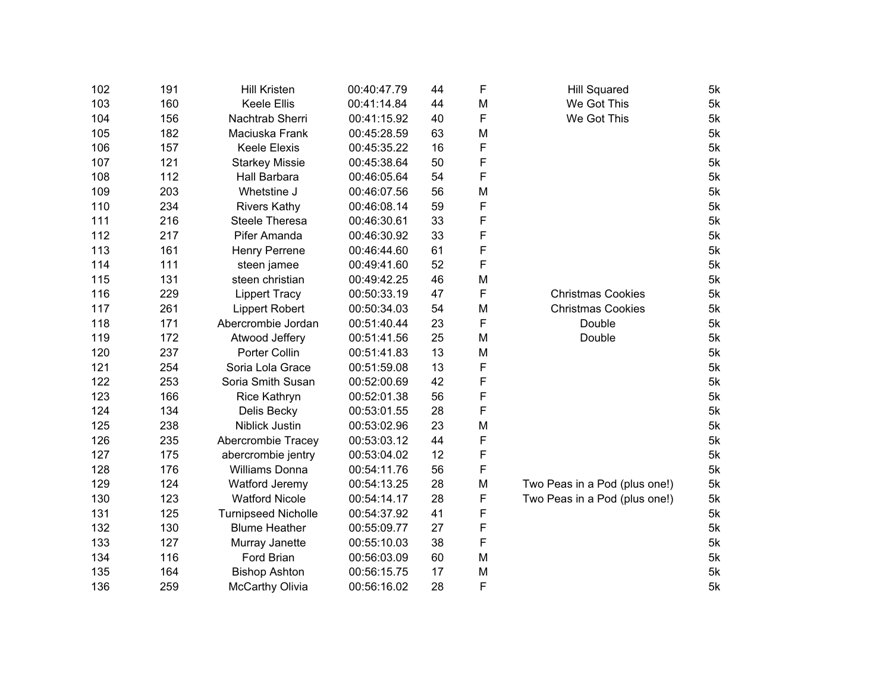| | | | | | | | |
|---|---|---|---|---|---|---|---|
| 102 | 191 | Hill Kristen | 00:40:47.79 | 44 | F | Hill Squared | 5k |
| 103 | 160 | Keele Ellis | 00:41:14.84 | 44 | M | We Got This | 5k |
| 104 | 156 | Nachtrab Sherri | 00:41:15.92 | 40 | F | We Got This | 5k |
| 105 | 182 | Maciuska Frank | 00:45:28.59 | 63 | M | | 5k |
| 106 | 157 | Keele Elexis | 00:45:35.22 | 16 | F | | 5k |
| 107 | 121 | Starkey Missie | 00:45:38.64 | 50 | F | | 5k |
| 108 | 112 | Hall Barbara | 00:46:05.64 | 54 | F | | 5k |
| 109 | 203 | Whetstine J | 00:46:07.56 | 56 | M | | 5k |
| 110 | 234 | Rivers Kathy | 00:46:08.14 | 59 | F | | 5k |
| 111 | 216 | Steele Theresa | 00:46:30.61 | 33 | F | | 5k |
| 112 | 217 | Pifer Amanda | 00:46:30.92 | 33 | F | | 5k |
| 113 | 161 | Henry Perrene | 00:46:44.60 | 61 | F | | 5k |
| 114 | 111 | steen jamee | 00:49:41.60 | 52 | F | | 5k |
| 115 | 131 | steen christian | 00:49:42.25 | 46 | M | | 5k |
| 116 | 229 | Lippert Tracy | 00:50:33.19 | 47 | F | Christmas Cookies | 5k |
| 117 | 261 | Lippert Robert | 00:50:34.03 | 54 | M | Christmas Cookies | 5k |
| 118 | 171 | Abercrombie Jordan | 00:51:40.44 | 23 | F | Double | 5k |
| 119 | 172 | Atwood Jeffery | 00:51:41.56 | 25 | M | Double | 5k |
| 120 | 237 | Porter Collin | 00:51:41.83 | 13 | M | | 5k |
| 121 | 254 | Soria Lola Grace | 00:51:59.08 | 13 | F | | 5k |
| 122 | 253 | Soria Smith Susan | 00:52:00.69 | 42 | F | | 5k |
| 123 | 166 | Rice Kathryn | 00:52:01.38 | 56 | F | | 5k |
| 124 | 134 | Delis Becky | 00:53:01.55 | 28 | F | | 5k |
| 125 | 238 | Niblick Justin | 00:53:02.96 | 23 | M | | 5k |
| 126 | 235 | Abercrombie Tracey | 00:53:03.12 | 44 | F | | 5k |
| 127 | 175 | abercrombie jentry | 00:53:04.02 | 12 | F | | 5k |
| 128 | 176 | Williams Donna | 00:54:11.76 | 56 | F | | 5k |
| 129 | 124 | Watford Jeremy | 00:54:13.25 | 28 | M | Two Peas in a Pod (plus one!) | 5k |
| 130 | 123 | Watford Nicole | 00:54:14.17 | 28 | F | Two Peas in a Pod (plus one!) | 5k |
| 131 | 125 | Turnipseed Nicholle | 00:54:37.92 | 41 | F | | 5k |
| 132 | 130 | Blume Heather | 00:55:09.77 | 27 | F | | 5k |
| 133 | 127 | Murray Janette | 00:55:10.03 | 38 | F | | 5k |
| 134 | 116 | Ford Brian | 00:56:03.09 | 60 | M | | 5k |
| 135 | 164 | Bishop Ashton | 00:56:15.75 | 17 | M | | 5k |
| 136 | 259 | McCarthy Olivia | 00:56:16.02 | 28 | F | | 5k |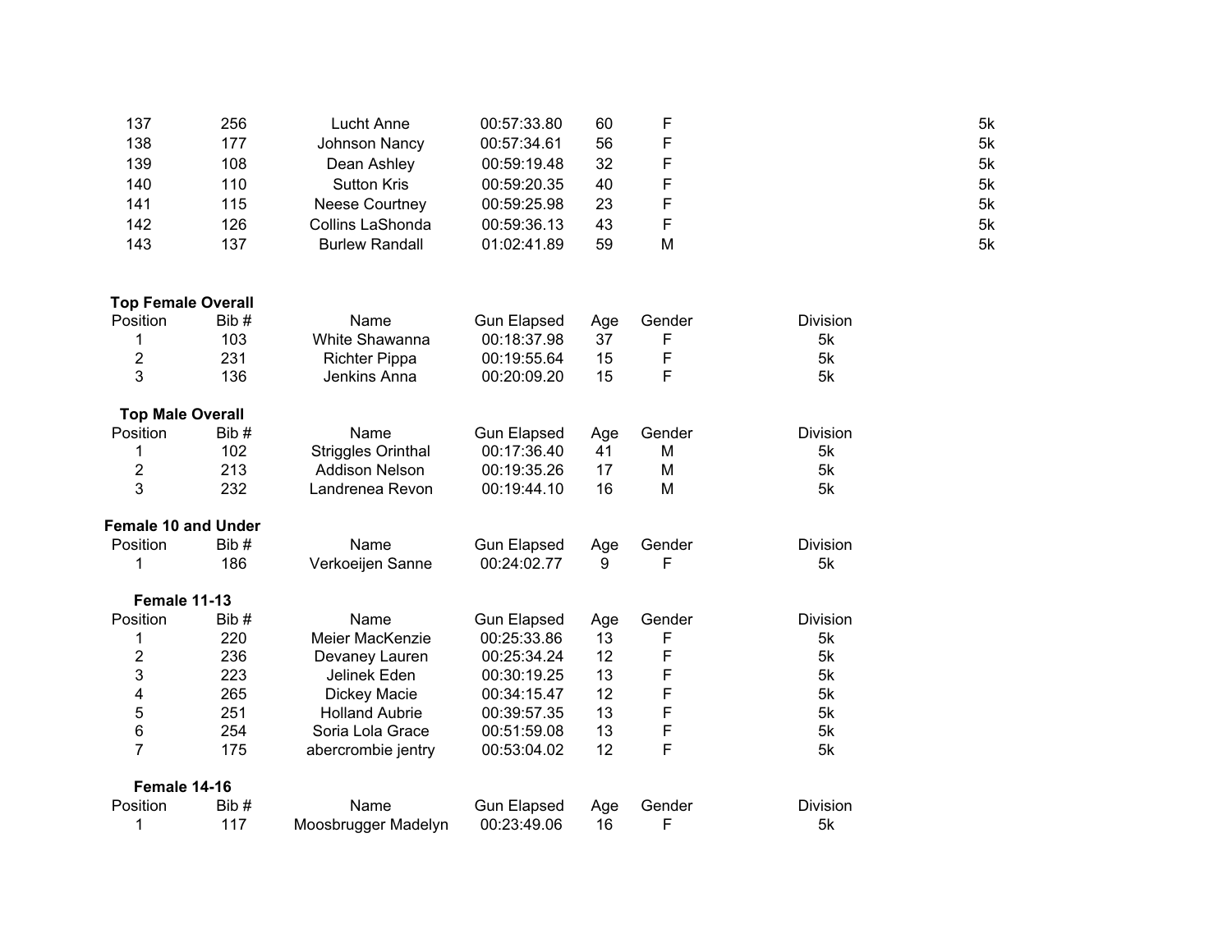| | | | | | | | |
|---|---|---|---|---|---|---|---|
| 137 | 256 | Lucht Anne | 00:57:33.80 | 60 | F | | 5k |
| 138 | 177 | Johnson Nancy | 00:57:34.61 | 56 | F | | 5k |
| 139 | 108 | Dean Ashley | 00:59:19.48 | 32 | F | | 5k |
| 140 | 110 | Sutton Kris | 00:59:20.35 | 40 | F | | 5k |
| 141 | 115 | Neese Courtney | 00:59:25.98 | 23 | F | | 5k |
| 142 | 126 | Collins LaShonda | 00:59:36.13 | 43 | F | | 5k |
| 143 | 137 | Burlew Randall | 01:02:41.89 | 59 | M | | 5k |

**Top Female Overall**

| Position | Bib # | Name | Gun Elapsed | Age | Gender | Division |
|---|---|---|---|---|---|---|
| 1 | 103 | White Shawanna | 00:18:37.98 | 37 | F | 5k |
| 2 | 231 | Richter Pippa | 00:19:55.64 | 15 | F | 5k |
| 3 | 136 | Jenkins Anna | 00:20:09.20 | 15 | F | 5k |

**Top Male Overall**

| Position | Bib # | Name | Gun Elapsed | Age | Gender | Division |
|---|---|---|---|---|---|---|
| 1 | 102 | Striggles Orinthal | 00:17:36.40 | 41 | M | 5k |
| 2 | 213 | Addison Nelson | 00:19:35.26 | 17 | M | 5k |
| 3 | 232 | Landrenea Revon | 00:19:44.10 | 16 | M | 5k |

**Female 10 and Under**

| Position | Bib # | Name | Gun Elapsed | Age | Gender | Division |
|---|---|---|---|---|---|---|
| 1 | 186 | Verkoeijen Sanne | 00:24:02.77 | 9 | F | 5k |

**Female 11-13**

| Position | Bib # | Name | Gun Elapsed | Age | Gender | Division |
|---|---|---|---|---|---|---|
| 1 | 220 | Meier MacKenzie | 00:25:33.86 | 13 | F | 5k |
| 2 | 236 | Devaney Lauren | 00:25:34.24 | 12 | F | 5k |
| 3 | 223 | Jelinek Eden | 00:30:19.25 | 13 | F | 5k |
| 4 | 265 | Dickey Macie | 00:34:15.47 | 12 | F | 5k |
| 5 | 251 | Holland Aubrie | 00:39:57.35 | 13 | F | 5k |
| 6 | 254 | Soria Lola Grace | 00:51:59.08 | 13 | F | 5k |
| 7 | 175 | abercrombie jentry | 00:53:04.02 | 12 | F | 5k |

**Female 14-16**

| Position | Bib # | Name | Gun Elapsed | Age | Gender | Division |
|---|---|---|---|---|---|---|
| 1 | 117 | Moosbrugger Madelyn | 00:23:49.06 | 16 | F | 5k |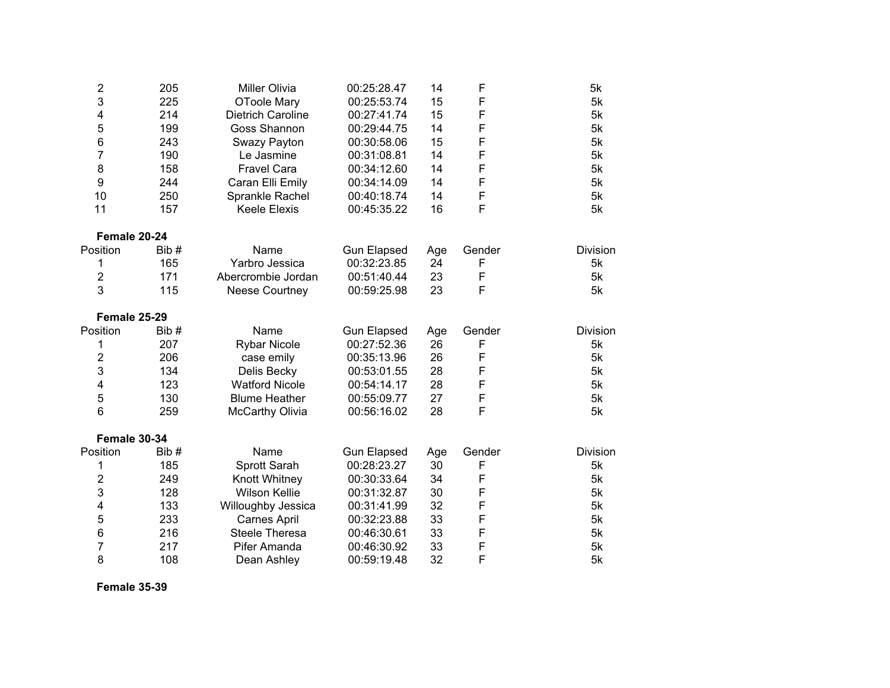| Position | Bib # | Name | Gun Elapsed | Age | Gender | Division |
|---|---|---|---|---|---|---|
| 2 | 205 | Miller Olivia | 00:25:28.47 | 14 | F | 5k |
| 3 | 225 | OToole Mary | 00:25:53.74 | 15 | F | 5k |
| 4 | 214 | Dietrich Caroline | 00:27:41.74 | 15 | F | 5k |
| 5 | 199 | Goss Shannon | 00:29:44.75 | 14 | F | 5k |
| 6 | 243 | Swazy Payton | 00:30:58.06 | 15 | F | 5k |
| 7 | 190 | Le Jasmine | 00:31:08.81 | 14 | F | 5k |
| 8 | 158 | Fravel Cara | 00:34:12.60 | 14 | F | 5k |
| 9 | 244 | Caran Elli Emily | 00:34:14.09 | 14 | F | 5k |
| 10 | 250 | Sprankle Rachel | 00:40:18.74 | 14 | F | 5k |
| 11 | 157 | Keele Elexis | 00:45:35.22 | 16 | F | 5k |

**Female 20-24**

| Position | Bib # | Name | Gun Elapsed | Age | Gender | Division |
|---|---|---|---|---|---|---|
| 1 | 165 | Yarbro Jessica | 00:32:23.85 | 24 | F | 5k |
| 2 | 171 | Abercrombie Jordan | 00:51:40.44 | 23 | F | 5k |
| 3 | 115 | Neese Courtney | 00:59:25.98 | 23 | F | 5k |

**Female 25-29**

| Position | Bib # | Name | Gun Elapsed | Age | Gender | Division |
|---|---|---|---|---|---|---|
| 1 | 207 | Rybar Nicole | 00:27:52.36 | 26 | F | 5k |
| 2 | 206 | case emily | 00:35:13.96 | 26 | F | 5k |
| 3 | 134 | Delis Becky | 00:53:01.55 | 28 | F | 5k |
| 4 | 123 | Watford Nicole | 00:54:14.17 | 28 | F | 5k |
| 5 | 130 | Blume Heather | 00:55:09.77 | 27 | F | 5k |
| 6 | 259 | McCarthy Olivia | 00:56:16.02 | 28 | F | 5k |

**Female 30-34**

| Position | Bib # | Name | Gun Elapsed | Age | Gender | Division |
|---|---|---|---|---|---|---|
| 1 | 185 | Sprott Sarah | 00:28:23.27 | 30 | F | 5k |
| 2 | 249 | Knott Whitney | 00:30:33.64 | 34 | F | 5k |
| 3 | 128 | Wilson Kellie | 00:31:32.87 | 30 | F | 5k |
| 4 | 133 | Willoughby Jessica | 00:31:41.99 | 32 | F | 5k |
| 5 | 233 | Carnes April | 00:32:23.88 | 33 | F | 5k |
| 6 | 216 | Steele Theresa | 00:46:30.61 | 33 | F | 5k |
| 7 | 217 | Pifer Amanda | 00:46:30.92 | 33 | F | 5k |
| 8 | 108 | Dean Ashley | 00:59:19.48 | 32 | F | 5k |

**Female 35-39**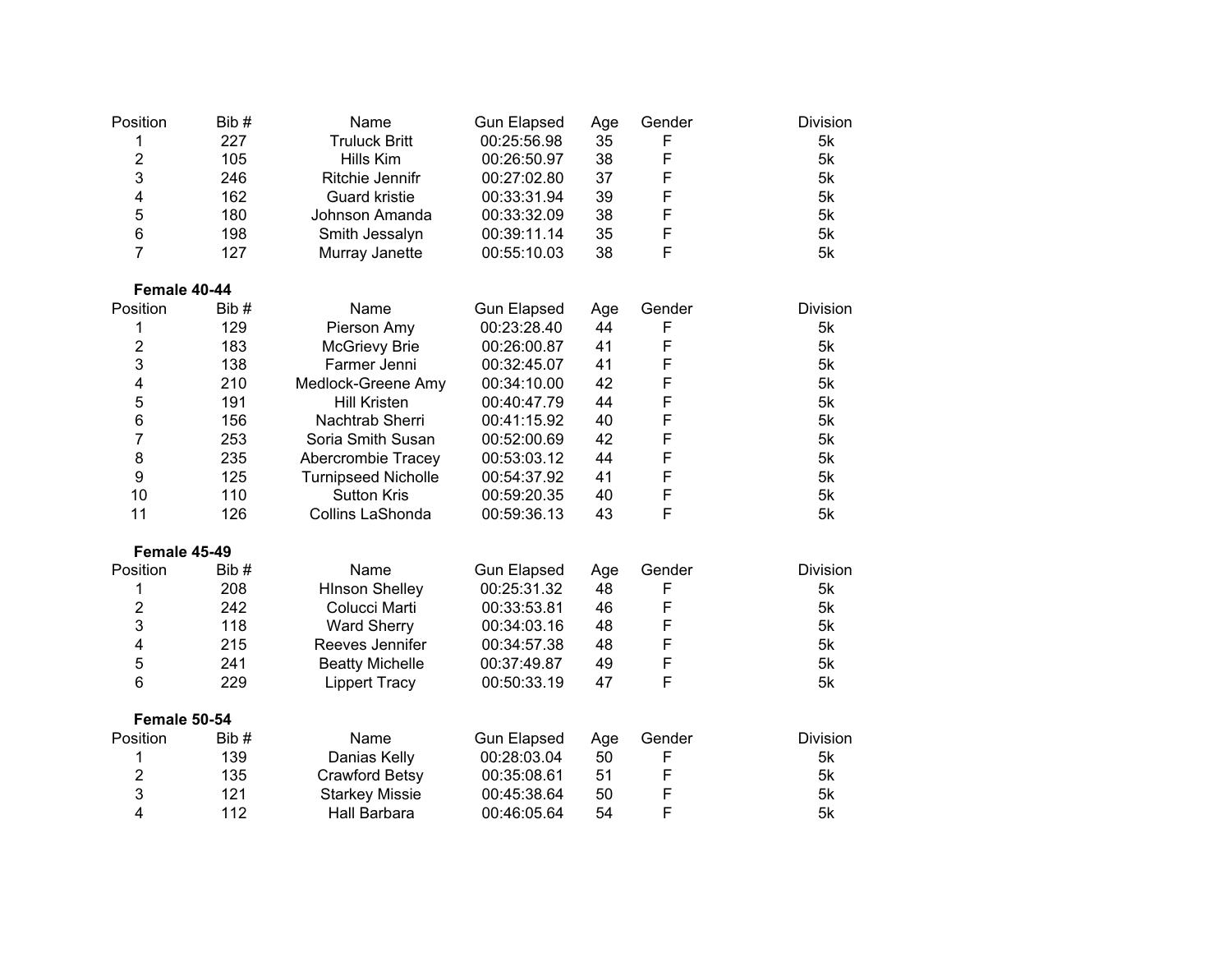| Position | Bib # | Name | Gun Elapsed | Age | Gender | Division |
|---|---|---|---|---|---|---|
| 1 | 227 | Truluck Britt | 00:25:56.98 | 35 | F | 5k |
| 2 | 105 | Hills Kim | 00:26:50.97 | 38 | F | 5k |
| 3 | 246 | Ritchie Jennifr | 00:27:02.80 | 37 | F | 5k |
| 4 | 162 | Guard kristie | 00:33:31.94 | 39 | F | 5k |
| 5 | 180 | Johnson Amanda | 00:33:32.09 | 38 | F | 5k |
| 6 | 198 | Smith Jessalyn | 00:39:11.14 | 35 | F | 5k |
| 7 | 127 | Murray Janette | 00:55:10.03 | 38 | F | 5k |

**Female 40-44**

| Position | Bib # | Name | Gun Elapsed | Age | Gender | Division |
|---|---|---|---|---|---|---|
| 1 | 129 | Pierson Amy | 00:23:28.40 | 44 | F | 5k |
| 2 | 183 | McGrievy Brie | 00:26:00.87 | 41 | F | 5k |
| 3 | 138 | Farmer Jenni | 00:32:45.07 | 41 | F | 5k |
| 4 | 210 | Medlock-Greene Amy | 00:34:10.00 | 42 | F | 5k |
| 5 | 191 | Hill Kristen | 00:40:47.79 | 44 | F | 5k |
| 6 | 156 | Nachtrab Sherri | 00:41:15.92 | 40 | F | 5k |
| 7 | 253 | Soria Smith Susan | 00:52:00.69 | 42 | F | 5k |
| 8 | 235 | Abercrombie Tracey | 00:53:03.12 | 44 | F | 5k |
| 9 | 125 | Turnipseed Nicholle | 00:54:37.92 | 41 | F | 5k |
| 10 | 110 | Sutton Kris | 00:59:20.35 | 40 | F | 5k |
| 11 | 126 | Collins LaShonda | 00:59:36.13 | 43 | F | 5k |

**Female 45-49**

| Position | Bib # | Name | Gun Elapsed | Age | Gender | Division |
|---|---|---|---|---|---|---|
| 1 | 208 | HInson Shelley | 00:25:31.32 | 48 | F | 5k |
| 2 | 242 | Colucci Marti | 00:33:53.81 | 46 | F | 5k |
| 3 | 118 | Ward Sherry | 00:34:03.16 | 48 | F | 5k |
| 4 | 215 | Reeves Jennifer | 00:34:57.38 | 48 | F | 5k |
| 5 | 241 | Beatty Michelle | 00:37:49.87 | 49 | F | 5k |
| 6 | 229 | Lippert Tracy | 00:50:33.19 | 47 | F | 5k |

**Female 50-54**

| Position | Bib # | Name | Gun Elapsed | Age | Gender | Division |
|---|---|---|---|---|---|---|
| 1 | 139 | Danias Kelly | 00:28:03.04 | 50 | F | 5k |
| 2 | 135 | Crawford Betsy | 00:35:08.61 | 51 | F | 5k |
| 3 | 121 | Starkey Missie | 00:45:38.64 | 50 | F | 5k |
| 4 | 112 | Hall Barbara | 00:46:05.64 | 54 | F | 5k |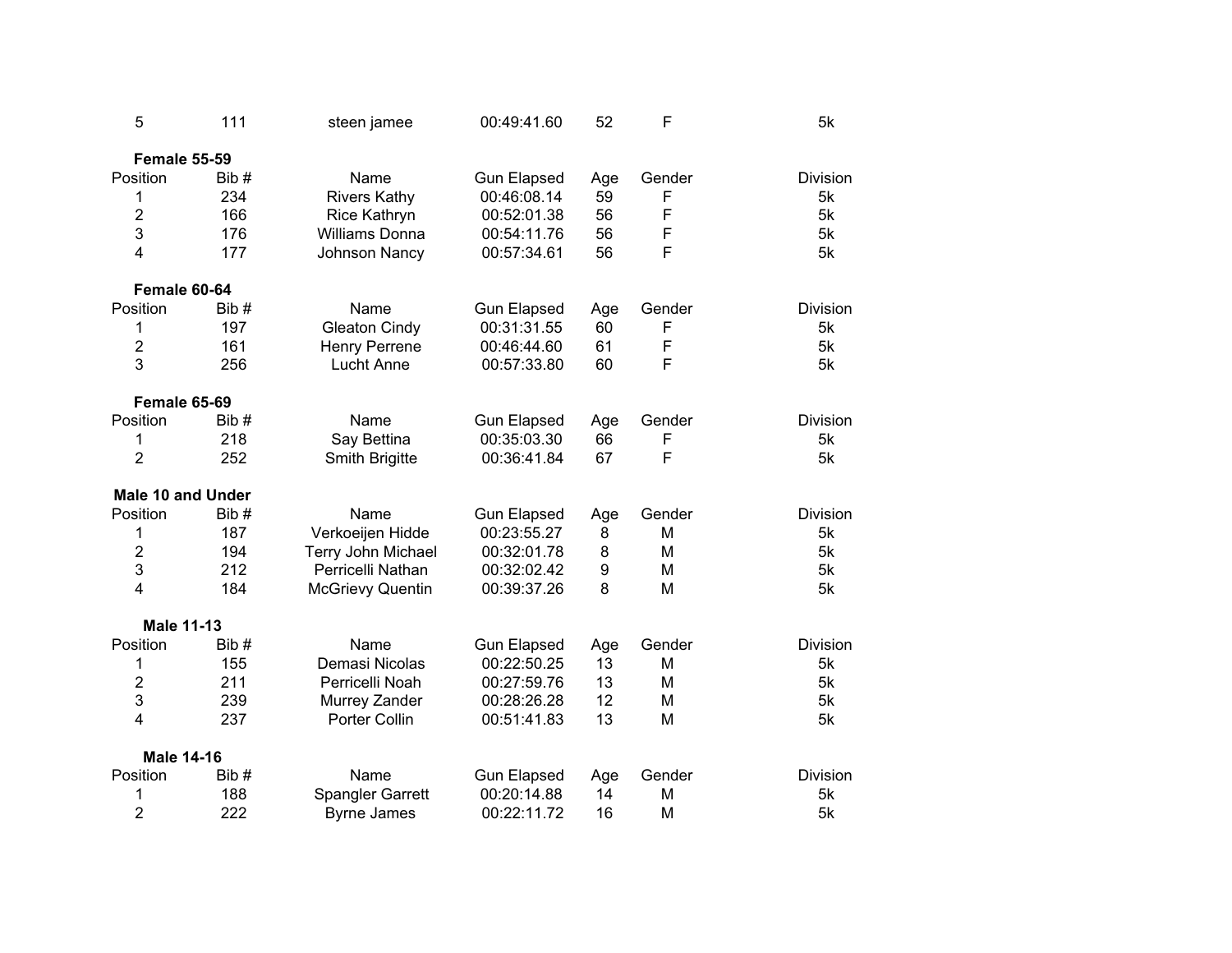| 5 | 111 | steen jamee | 00:49:41.60 | 52 | F | 5k |
|---|---|---|---|---|---|---|

**Female 55-59**

| Position | Bib # | Name | Gun Elapsed | Age | Gender | Division |
|---|---|---|---|---|---|---|
| 1 | 234 | Rivers Kathy | 00:46:08.14 | 59 | F | 5k |
| 2 | 166 | Rice Kathryn | 00:52:01.38 | 56 | F | 5k |
| 3 | 176 | Williams Donna | 00:54:11.76 | 56 | F | 5k |
| 4 | 177 | Johnson Nancy | 00:57:34.61 | 56 | F | 5k |

**Female 60-64**

| Position | Bib # | Name | Gun Elapsed | Age | Gender | Division |
|---|---|---|---|---|---|---|
| 1 | 197 | Gleaton Cindy | 00:31:31.55 | 60 | F | 5k |
| 2 | 161 | Henry Perrene | 00:46:44.60 | 61 | F | 5k |
| 3 | 256 | Lucht Anne | 00:57:33.80 | 60 | F | 5k |

**Female 65-69**

| Position | Bib # | Name | Gun Elapsed | Age | Gender | Division |
|---|---|---|---|---|---|---|
| 1 | 218 | Say Bettina | 00:35:03.30 | 66 | F | 5k |
| 2 | 252 | Smith Brigitte | 00:36:41.84 | 67 | F | 5k |

**Male 10 and Under**

| Position | Bib # | Name | Gun Elapsed | Age | Gender | Division |
|---|---|---|---|---|---|---|
| 1 | 187 | Verkoeijen Hidde | 00:23:55.27 | 8 | M | 5k |
| 2 | 194 | Terry John Michael | 00:32:01.78 | 8 | M | 5k |
| 3 | 212 | Perricelli Nathan | 00:32:02.42 | 9 | M | 5k |
| 4 | 184 | McGrievy Quentin | 00:39:37.26 | 8 | M | 5k |

**Male 11-13**

| Position | Bib # | Name | Gun Elapsed | Age | Gender | Division |
|---|---|---|---|---|---|---|
| 1 | 155 | Demasi Nicolas | 00:22:50.25 | 13 | M | 5k |
| 2 | 211 | Perricelli Noah | 00:27:59.76 | 13 | M | 5k |
| 3 | 239 | Murrey Zander | 00:28:26.28 | 12 | M | 5k |
| 4 | 237 | Porter Collin | 00:51:41.83 | 13 | M | 5k |

**Male 14-16**

| Position | Bib # | Name | Gun Elapsed | Age | Gender | Division |
|---|---|---|---|---|---|---|
| 1 | 188 | Spangler Garrett | 00:20:14.88 | 14 | M | 5k |
| 2 | 222 | Byrne James | 00:22:11.72 | 16 | M | 5k |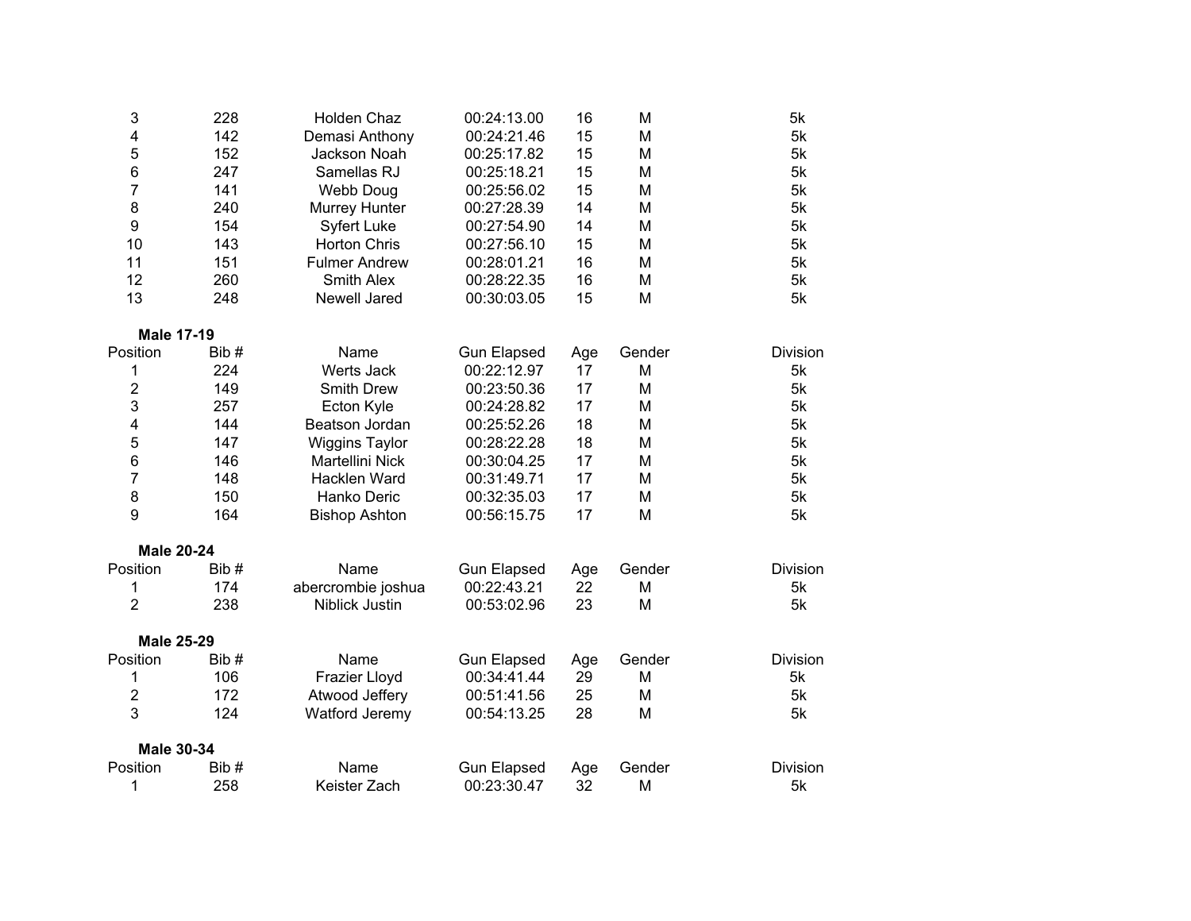| Position | Bib # | Name | Gun Elapsed | Age | Gender | Division |
|---|---|---|---|---|---|---|
| 3 | 228 | Holden Chaz | 00:24:13.00 | 16 | M | 5k |
| 4 | 142 | Demasi Anthony | 00:24:21.46 | 15 | M | 5k |
| 5 | 152 | Jackson Noah | 00:25:17.82 | 15 | M | 5k |
| 6 | 247 | Samellas RJ | 00:25:18.21 | 15 | M | 5k |
| 7 | 141 | Webb Doug | 00:25:56.02 | 15 | M | 5k |
| 8 | 240 | Murrey Hunter | 00:27:28.39 | 14 | M | 5k |
| 9 | 154 | Syfert Luke | 00:27:54.90 | 14 | M | 5k |
| 10 | 143 | Horton Chris | 00:27:56.10 | 15 | M | 5k |
| 11 | 151 | Fulmer Andrew | 00:28:01.21 | 16 | M | 5k |
| 12 | 260 | Smith Alex | 00:28:22.35 | 16 | M | 5k |
| 13 | 248 | Newell Jared | 00:30:03.05 | 15 | M | 5k |

**Male 17-19**

| Position | Bib # | Name | Gun Elapsed | Age | Gender | Division |
|---|---|---|---|---|---|---|
| 1 | 224 | Werts Jack | 00:22:12.97 | 17 | M | 5k |
| 2 | 149 | Smith Drew | 00:23:50.36 | 17 | M | 5k |
| 3 | 257 | Ecton Kyle | 00:24:28.82 | 17 | M | 5k |
| 4 | 144 | Beatson Jordan | 00:25:52.26 | 18 | M | 5k |
| 5 | 147 | Wiggins Taylor | 00:28:22.28 | 18 | M | 5k |
| 6 | 146 | Martellini Nick | 00:30:04.25 | 17 | M | 5k |
| 7 | 148 | Hacklen Ward | 00:31:49.71 | 17 | M | 5k |
| 8 | 150 | Hanko Deric | 00:32:35.03 | 17 | M | 5k |
| 9 | 164 | Bishop Ashton | 00:56:15.75 | 17 | M | 5k |

**Male 20-24**

| Position | Bib # | Name | Gun Elapsed | Age | Gender | Division |
|---|---|---|---|---|---|---|
| 1 | 174 | abercrombie joshua | 00:22:43.21 | 22 | M | 5k |
| 2 | 238 | Niblick Justin | 00:53:02.96 | 23 | M | 5k |

**Male 25-29**

| Position | Bib # | Name | Gun Elapsed | Age | Gender | Division |
|---|---|---|---|---|---|---|
| 1 | 106 | Frazier Lloyd | 00:34:41.44 | 29 | M | 5k |
| 2 | 172 | Atwood Jeffery | 00:51:41.56 | 25 | M | 5k |
| 3 | 124 | Watford Jeremy | 00:54:13.25 | 28 | M | 5k |

**Male 30-34**

| Position | Bib # | Name | Gun Elapsed | Age | Gender | Division |
|---|---|---|---|---|---|---|
| 1 | 258 | Keister Zach | 00:23:30.47 | 32 | M | 5k |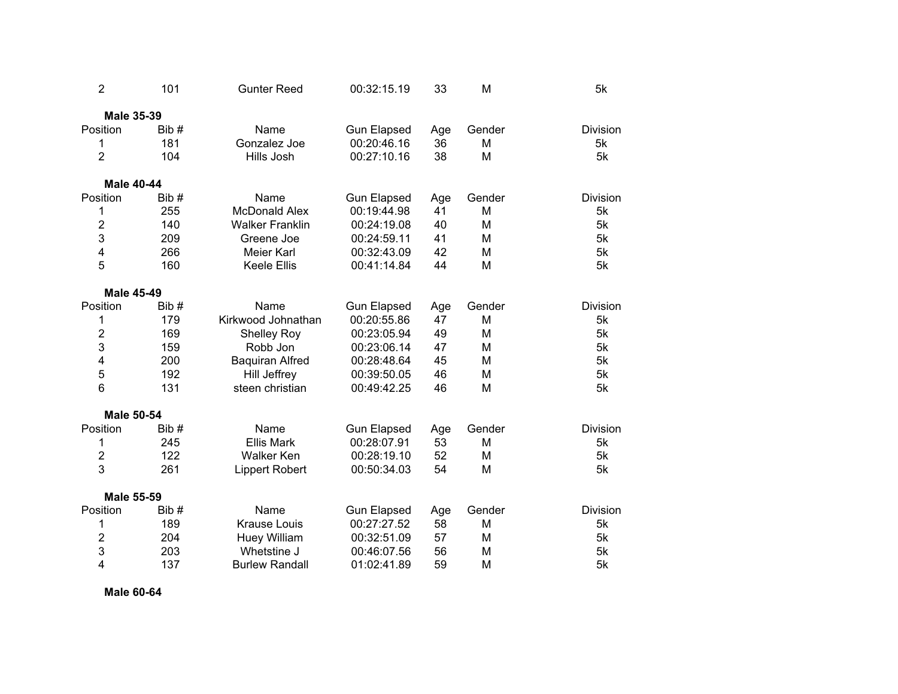| 2 | 101 | Gunter Reed | 00:32:15.19 | 33 | M | 5k |
|---|---|---|---|---|---|---|

**Male 35-39**

| Position | Bib # | Name | Gun Elapsed | Age | Gender | Division |
|---|---|---|---|---|---|---|
| 1 | 181 | Gonzalez Joe | 00:20:46.16 | 36 | M | 5k |
| 2 | 104 | Hills Josh | 00:27:10.16 | 38 | M | 5k |

**Male 40-44**

| Position | Bib # | Name | Gun Elapsed | Age | Gender | Division |
|---|---|---|---|---|---|---|
| 1 | 255 | McDonald Alex | 00:19:44.98 | 41 | M | 5k |
| 2 | 140 | Walker Franklin | 00:24:19.08 | 40 | M | 5k |
| 3 | 209 | Greene Joe | 00:24:59.11 | 41 | M | 5k |
| 4 | 266 | Meier Karl | 00:32:43.09 | 42 | M | 5k |
| 5 | 160 | Keele Ellis | 00:41:14.84 | 44 | M | 5k |

**Male 45-49**

| Position | Bib # | Name | Gun Elapsed | Age | Gender | Division |
|---|---|---|---|---|---|---|
| 1 | 179 | Kirkwood Johnathan | 00:20:55.86 | 47 | M | 5k |
| 2 | 169 | Shelley Roy | 00:23:05.94 | 49 | M | 5k |
| 3 | 159 | Robb Jon | 00:23:06.14 | 47 | M | 5k |
| 4 | 200 | Baquiran Alfred | 00:28:48.64 | 45 | M | 5k |
| 5 | 192 | Hill Jeffrey | 00:39:50.05 | 46 | M | 5k |
| 6 | 131 | steen christian | 00:49:42.25 | 46 | M | 5k |

**Male 50-54**

| Position | Bib # | Name | Gun Elapsed | Age | Gender | Division |
|---|---|---|---|---|---|---|
| 1 | 245 | Ellis Mark | 00:28:07.91 | 53 | M | 5k |
| 2 | 122 | Walker Ken | 00:28:19.10 | 52 | M | 5k |
| 3 | 261 | Lippert Robert | 00:50:34.03 | 54 | M | 5k |

**Male 55-59**

| Position | Bib # | Name | Gun Elapsed | Age | Gender | Division |
|---|---|---|---|---|---|---|
| 1 | 189 | Krause Louis | 00:27:27.52 | 58 | M | 5k |
| 2 | 204 | Huey William | 00:32:51.09 | 57 | M | 5k |
| 3 | 203 | Whetstine J | 00:46:07.56 | 56 | M | 5k |
| 4 | 137 | Burlew Randall | 01:02:41.89 | 59 | M | 5k |

**Male 60-64**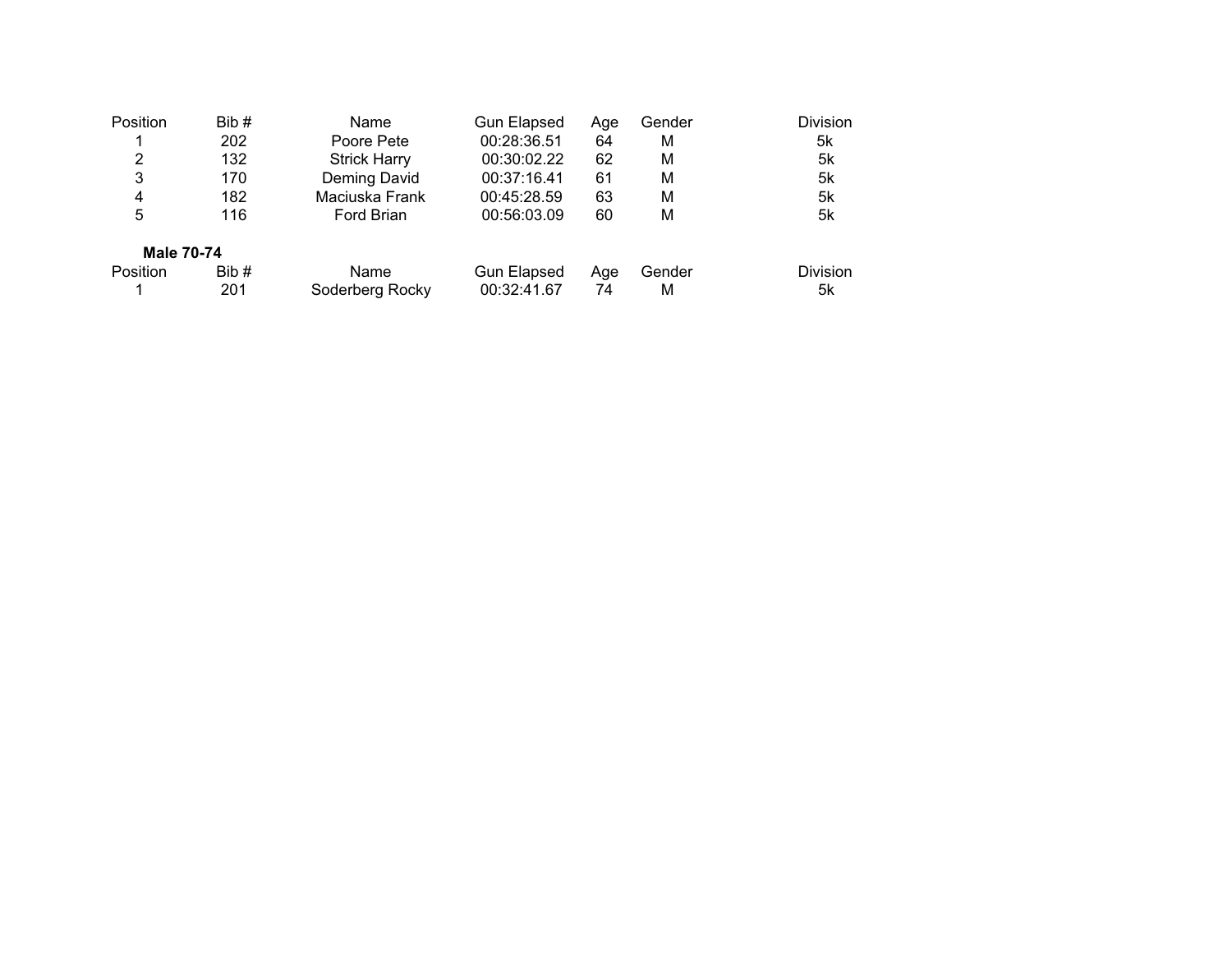| Position | Bib # | Name | Gun Elapsed | Age | Gender | Division |
|---|---|---|---|---|---|---|
| 1 | 202 | Poore Pete | 00:28:36.51 | 64 | M | 5k |
| 2 | 132 | Strick Harry | 00:30:02.22 | 62 | M | 5k |
| 3 | 170 | Deming David | 00:37:16.41 | 61 | M | 5k |
| 4 | 182 | Maciuska Frank | 00:45:28.59 | 63 | M | 5k |
| 5 | 116 | Ford Brian | 00:56:03.09 | 60 | M | 5k |

**Male 70-74**

| Position | Bib # | Name | Gun Elapsed | Age | Gender | Division |
|---|---|---|---|---|---|---|
| 1 | 201 | Soderberg Rocky | 00:32:41.67 | 74 | M | 5k |